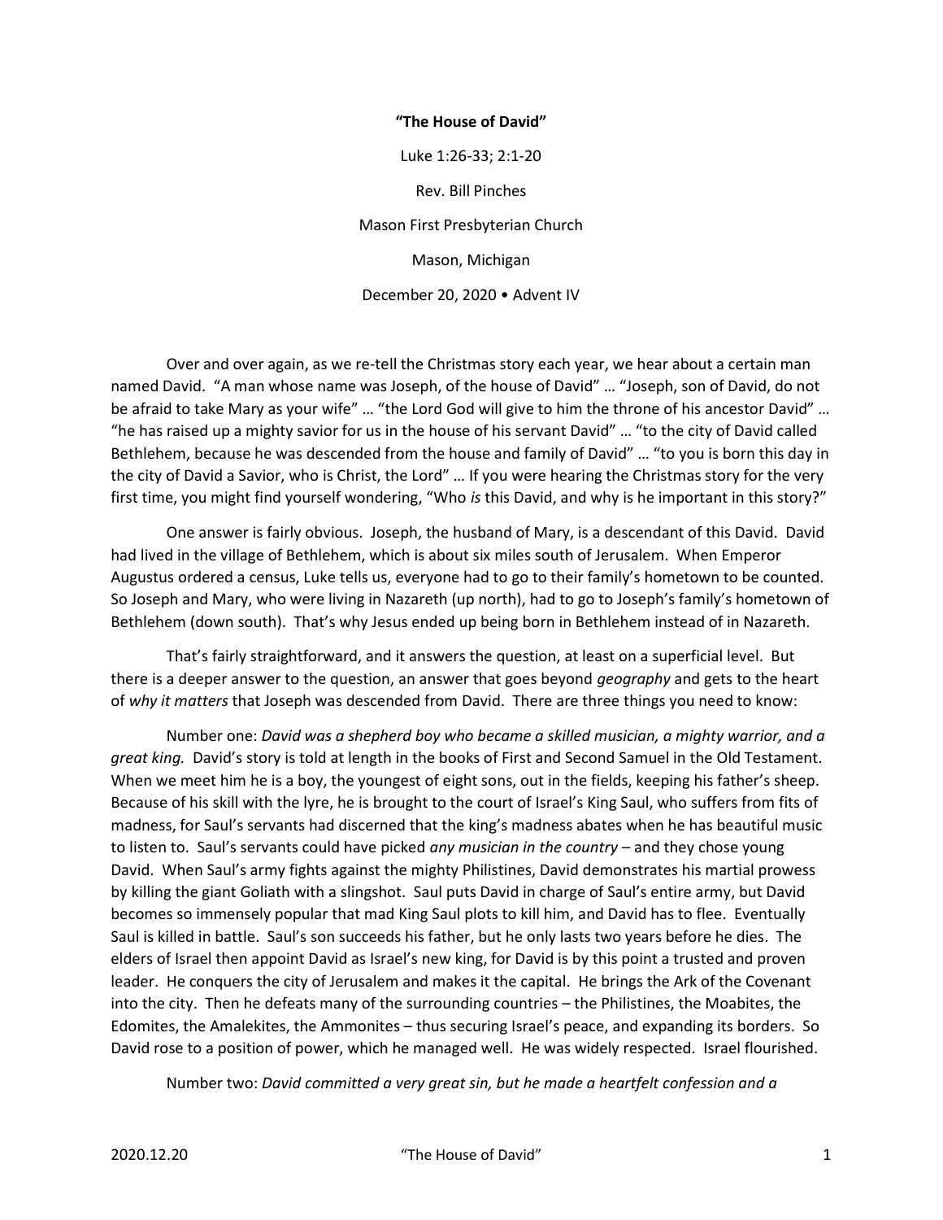**"The House of David"**

Luke 1:26-33; 2:1-20

Rev. Bill Pinches

Mason First Presbyterian Church

Mason, Michigan

December 20, 2020 • Advent IV

Over and over again, as we re-tell the Christmas story each year, we hear about a certain man named David. "A man whose name was Joseph, of the house of David" … "Joseph, son of David, do not be afraid to take Mary as your wife" … "the Lord God will give to him the throne of his ancestor David" … "he has raised up a mighty savior for us in the house of his servant David" … "to the city of David called Bethlehem, because he was descended from the house and family of David" … "to you is born this day in the city of David a Savior, who is Christ, the Lord" … If you were hearing the Christmas story for the very first time, you might find yourself wondering, "Who *is* this David, and why is he important in this story?"

One answer is fairly obvious. Joseph, the husband of Mary, is a descendant of this David. David had lived in the village of Bethlehem, which is about six miles south of Jerusalem. When Emperor Augustus ordered a census, Luke tells us, everyone had to go to their family's hometown to be counted. So Joseph and Mary, who were living in Nazareth (up north), had to go to Joseph's family's hometown of Bethlehem (down south). That's why Jesus ended up being born in Bethlehem instead of in Nazareth.

That's fairly straightforward, and it answers the question, at least on a superficial level. But there is a deeper answer to the question, an answer that goes beyond *geography* and gets to the heart of *why it matters* that Joseph was descended from David. There are three things you need to know:

Number one: *David was a shepherd boy who became a skilled musician, a mighty warrior, and a great king.* David's story is told at length in the books of First and Second Samuel in the Old Testament. When we meet him he is a boy, the youngest of eight sons, out in the fields, keeping his father's sheep. Because of his skill with the lyre, he is brought to the court of Israel's King Saul, who suffers from fits of madness, for Saul's servants had discerned that the king's madness abates when he has beautiful music to listen to. Saul's servants could have picked *any musician in the country* – and they chose young David. When Saul's army fights against the mighty Philistines, David demonstrates his martial prowess by killing the giant Goliath with a slingshot. Saul puts David in charge of Saul's entire army, but David becomes so immensely popular that mad King Saul plots to kill him, and David has to flee. Eventually Saul is killed in battle. Saul's son succeeds his father, but he only lasts two years before he dies. The elders of Israel then appoint David as Israel's new king, for David is by this point a trusted and proven leader. He conquers the city of Jerusalem and makes it the capital. He brings the Ark of the Covenant into the city. Then he defeats many of the surrounding countries – the Philistines, the Moabites, the Edomites, the Amalekites, the Ammonites – thus securing Israel's peace, and expanding its borders. So David rose to a position of power, which he managed well. He was widely respected. Israel flourished.

Number two: *David committed a very great sin, but he made a heartfelt confession and a*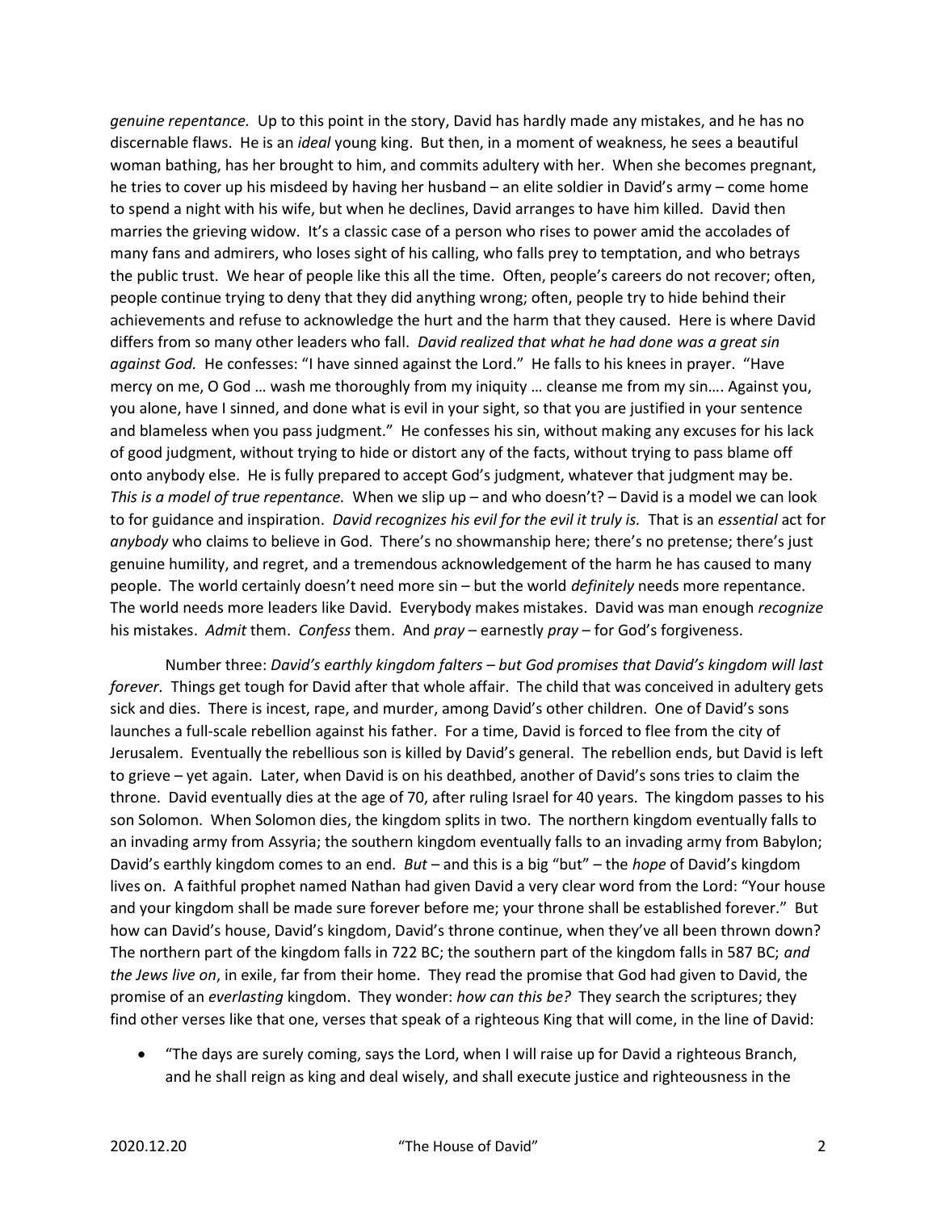*genuine repentance.* Up to this point in the story, David has hardly made any mistakes, and he has no discernable flaws. He is an *ideal* young king. But then, in a moment of weakness, he sees a beautiful woman bathing, has her brought to him, and commits adultery with her. When she becomes pregnant, he tries to cover up his misdeed by having her husband – an elite soldier in David's army – come home to spend a night with his wife, but when he declines, David arranges to have him killed. David then marries the grieving widow. It's a classic case of a person who rises to power amid the accolades of many fans and admirers, who loses sight of his calling, who falls prey to temptation, and who betrays the public trust. We hear of people like this all the time. Often, people's careers do not recover; often, people continue trying to deny that they did anything wrong; often, people try to hide behind their achievements and refuse to acknowledge the hurt and the harm that they caused. Here is where David differs from so many other leaders who fall. *David realized that what he had done was a great sin against God.* He confesses: "I have sinned against the Lord." He falls to his knees in prayer. "Have mercy on me, O God … wash me thoroughly from my iniquity … cleanse me from my sin…. Against you, you alone, have I sinned, and done what is evil in your sight, so that you are justified in your sentence and blameless when you pass judgment." He confesses his sin, without making any excuses for his lack of good judgment, without trying to hide or distort any of the facts, without trying to pass blame off onto anybody else. He is fully prepared to accept God's judgment, whatever that judgment may be. *This is a model of true repentance.* When we slip up – and who doesn't? – David is a model we can look to for guidance and inspiration. *David recognizes his evil for the evil it truly is.* That is an *essential* act for *anybody* who claims to believe in God. There's no showmanship here; there's no pretense; there's just genuine humility, and regret, and a tremendous acknowledgement of the harm he has caused to many people. The world certainly doesn't need more sin – but the world *definitely* needs more repentance. The world needs more leaders like David. Everybody makes mistakes. David was man enough *recognize* his mistakes. *Admit* them. *Confess* them. And *pray* – earnestly *pray* – for God's forgiveness.

Number three: *David's earthly kingdom falters – but God promises that David's kingdom will last forever.* Things get tough for David after that whole affair. The child that was conceived in adultery gets sick and dies. There is incest, rape, and murder, among David's other children. One of David's sons launches a full-scale rebellion against his father. For a time, David is forced to flee from the city of Jerusalem. Eventually the rebellious son is killed by David's general. The rebellion ends, but David is left to grieve – yet again. Later, when David is on his deathbed, another of David's sons tries to claim the throne. David eventually dies at the age of 70, after ruling Israel for 40 years. The kingdom passes to his son Solomon. When Solomon dies, the kingdom splits in two. The northern kingdom eventually falls to an invading army from Assyria; the southern kingdom eventually falls to an invading army from Babylon; David's earthly kingdom comes to an end. *But* – and this is a big "but" – the *hope* of David's kingdom lives on. A faithful prophet named Nathan had given David a very clear word from the Lord: "Your house and your kingdom shall be made sure forever before me; your throne shall be established forever." But how can David's house, David's kingdom, David's throne continue, when they've all been thrown down? The northern part of the kingdom falls in 722 BC; the southern part of the kingdom falls in 587 BC; *and the Jews live on*, in exile, far from their home. They read the promise that God had given to David, the promise of an *everlasting* kingdom. They wonder: *how can this be?* They search the scriptures; they find other verses like that one, verses that speak of a righteous King that will come, in the line of David:

- "The days are surely coming, says the Lord, when I will raise up for David a righteous Branch, and he shall reign as king and deal wisely, and shall execute justice and righteousness in the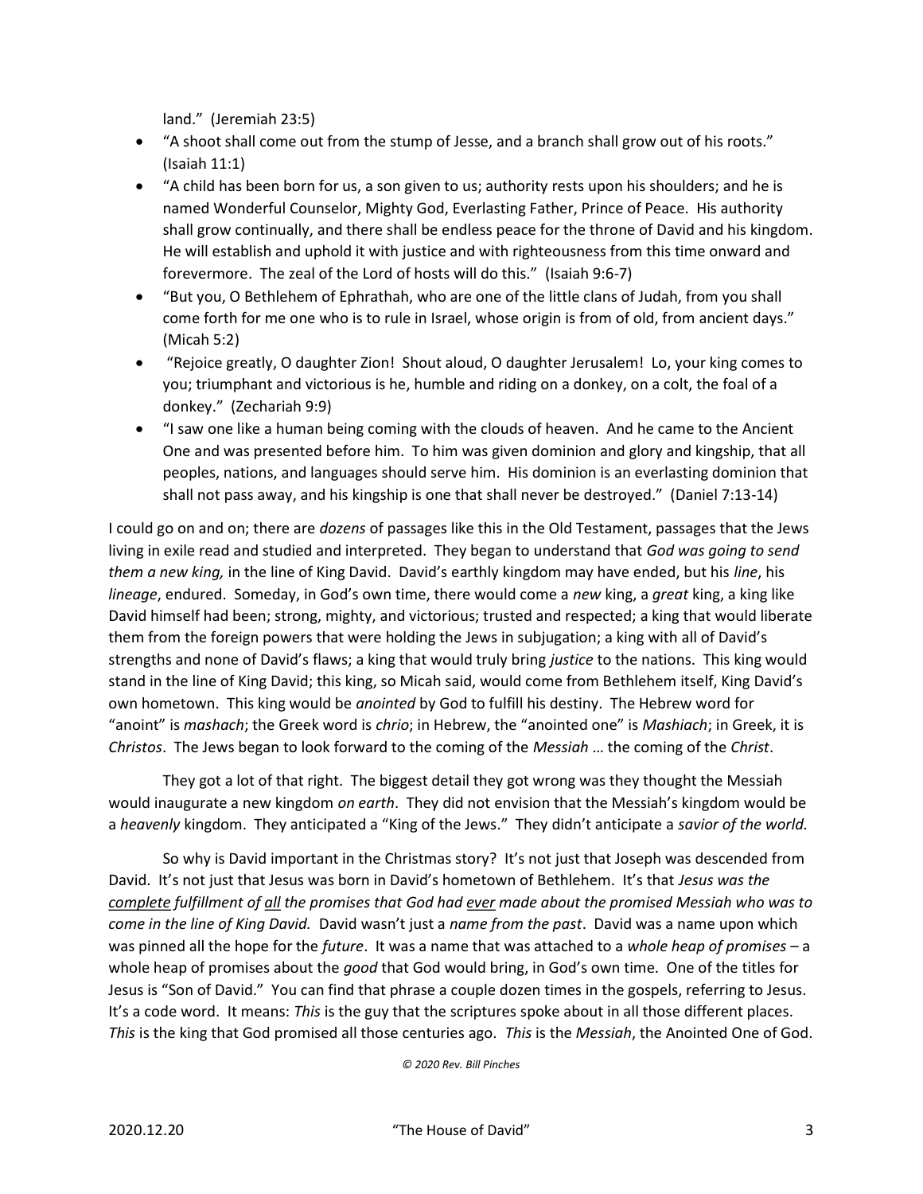land." (Jeremiah 23:5)

- "A shoot shall come out from the stump of Jesse, and a branch shall grow out of his roots." (Isaiah 11:1)
- "A child has been born for us, a son given to us; authority rests upon his shoulders; and he is named Wonderful Counselor, Mighty God, Everlasting Father, Prince of Peace. His authority shall grow continually, and there shall be endless peace for the throne of David and his kingdom. He will establish and uphold it with justice and with righteousness from this time onward and forevermore. The zeal of the Lord of hosts will do this." (Isaiah 9:6-7)
- "But you, O Bethlehem of Ephrathah, who are one of the little clans of Judah, from you shall come forth for me one who is to rule in Israel, whose origin is from of old, from ancient days." (Micah 5:2)
- "Rejoice greatly, O daughter Zion! Shout aloud, O daughter Jerusalem! Lo, your king comes to you; triumphant and victorious is he, humble and riding on a donkey, on a colt, the foal of a donkey." (Zechariah 9:9)
- "I saw one like a human being coming with the clouds of heaven. And he came to the Ancient One and was presented before him. To him was given dominion and glory and kingship, that all peoples, nations, and languages should serve him. His dominion is an everlasting dominion that shall not pass away, and his kingship is one that shall never be destroyed." (Daniel 7:13-14)

I could go on and on; there are *dozens* of passages like this in the Old Testament, passages that the Jews living in exile read and studied and interpreted. They began to understand that *God was going to send them a new king,* in the line of King David. David's earthly kingdom may have ended, but his *line*, his *lineage*, endured. Someday, in God's own time, there would come a *new* king, a *great* king, a king like David himself had been; strong, mighty, and victorious; trusted and respected; a king that would liberate them from the foreign powers that were holding the Jews in subjugation; a king with all of David's strengths and none of David's flaws; a king that would truly bring *justice* to the nations. This king would stand in the line of King David; this king, so Micah said, would come from Bethlehem itself, King David's own hometown. This king would be *anointed* by God to fulfill his destiny. The Hebrew word for "anoint" is *mashach*; the Greek word is *chrio*; in Hebrew, the "anointed one" is *Mashiach*; in Greek, it is *Christos*. The Jews began to look forward to the coming of the *Messiah* … the coming of the *Christ*.

They got a lot of that right. The biggest detail they got wrong was they thought the Messiah would inaugurate a new kingdom *on earth*. They did not envision that the Messiah's kingdom would be a *heavenly* kingdom. They anticipated a "King of the Jews." They didn't anticipate a *savior of the world.*

So why is David important in the Christmas story? It's not just that Joseph was descended from David. It's not just that Jesus was born in David's hometown of Bethlehem. It's that *Jesus was the <u>complete</u> fulfillment of <u>all</u> the promises that God had <u>ever</u> made about the promised Messiah who was to come in the line of King David.* David wasn't just a *name from the past*. David was a name upon which was pinned all the hope for the *future*. It was a name that was attached to a *whole heap of promises* – a whole heap of promises about the *good* that God would bring, in God's own time. One of the titles for Jesus is "Son of David." You can find that phrase a couple dozen times in the gospels, referring to Jesus. It's a code word. It means: *This* is the guy that the scriptures spoke about in all those different places. *This* is the king that God promised all those centuries ago. *This* is the *Messiah*, the Anointed One of God.

*© 2020 Rev. Bill Pinches*